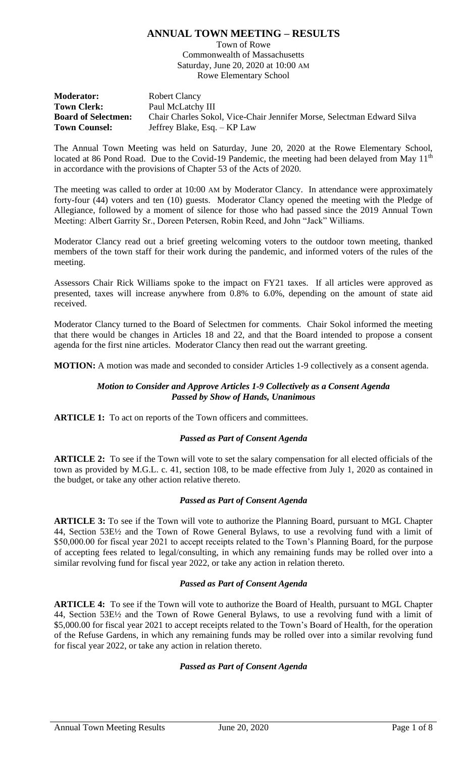# ANNUAL TOWN MEETING – RESULTS

Town of Rowe
Commonwealth of Massachusetts
Saturday, June 20, 2020 at 10:00 AM
Rowe Elementary School

| | |
|---|---|
| **Moderator:** | Robert Clancy |
| **Town Clerk:** | Paul McLatchy III |
| **Board of Selectmen:** | Chair Charles Sokol, Vice-Chair Jennifer Morse, Selectman Edward Silva |
| **Town Counsel:** | Jeffrey Blake, Esq. – KP Law |

The Annual Town Meeting was held on Saturday, June 20, 2020 at the Rowe Elementary School, located at 86 Pond Road. Due to the Covid-19 Pandemic, the meeting had been delayed from May 11th in accordance with the provisions of Chapter 53 of the Acts of 2020.

The meeting was called to order at 10:00 AM by Moderator Clancy. In attendance were approximately forty-four (44) voters and ten (10) guests. Moderator Clancy opened the meeting with the Pledge of Allegiance, followed by a moment of silence for those who had passed since the 2019 Annual Town Meeting: Albert Garrity Sr., Doreen Petersen, Robin Reed, and John "Jack" Williams.

Moderator Clancy read out a brief greeting welcoming voters to the outdoor town meeting, thanked members of the town staff for their work during the pandemic, and informed voters of the rules of the meeting.

Assessors Chair Rick Williams spoke to the impact on FY21 taxes. If all articles were approved as presented, taxes will increase anywhere from 0.8% to 6.0%, depending on the amount of state aid received.

Moderator Clancy turned to the Board of Selectmen for comments. Chair Sokol informed the meeting that there would be changes in Articles 18 and 22, and that the Board intended to propose a consent agenda for the first nine articles. Moderator Clancy then read out the warrant greeting.

**MOTION:** A motion was made and seconded to consider Articles 1-9 collectively as a consent agenda.

***Motion to Consider and Approve Articles 1-9 Collectively as a Consent Agenda***
***Passed by Show of Hands, Unanimous***

**ARTICLE 1:** To act on reports of the Town officers and committees.

***Passed as Part of Consent Agenda***

**ARTICLE 2:** To see if the Town will vote to set the salary compensation for all elected officials of the town as provided by M.G.L. c. 41, section 108, to be made effective from July 1, 2020 as contained in the budget, or take any other action relative thereto.

***Passed as Part of Consent Agenda***

**ARTICLE 3:** To see if the Town will vote to authorize the Planning Board, pursuant to MGL Chapter 44, Section 53E½ and the Town of Rowe General Bylaws, to use a revolving fund with a limit of $50,000.00 for fiscal year 2021 to accept receipts related to the Town's Planning Board, for the purpose of accepting fees related to legal/consulting, in which any remaining funds may be rolled over into a similar revolving fund for fiscal year 2022, or take any action in relation thereto.

***Passed as Part of Consent Agenda***

**ARTICLE 4:** To see if the Town will vote to authorize the Board of Health, pursuant to MGL Chapter 44, Section 53E½ and the Town of Rowe General Bylaws, to use a revolving fund with a limit of $5,000.00 for fiscal year 2021 to accept receipts related to the Town's Board of Health, for the operation of the Refuse Gardens, in which any remaining funds may be rolled over into a similar revolving fund for fiscal year 2022, or take any action in relation thereto.

***Passed as Part of Consent Agenda***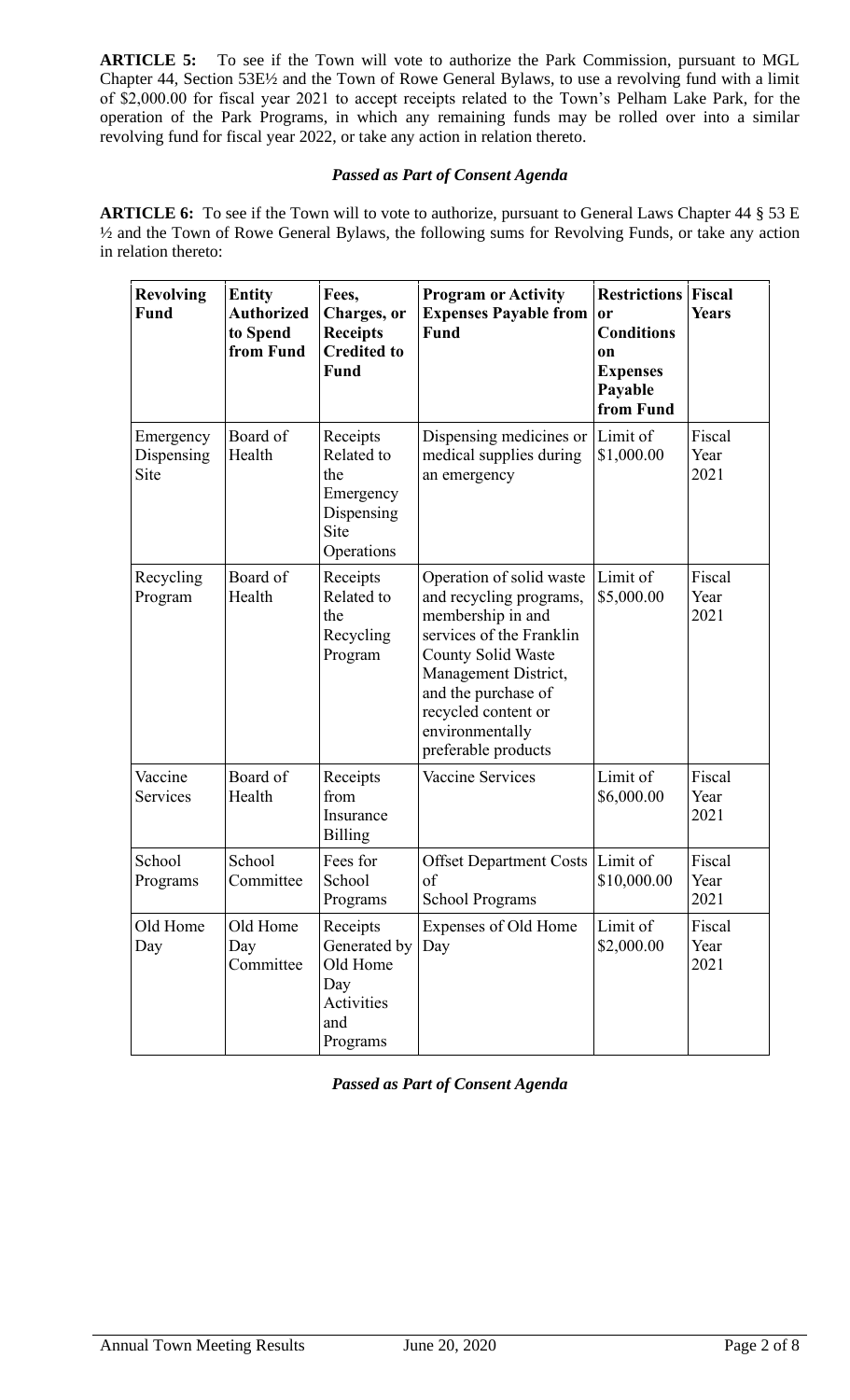**ARTICLE 5:** To see if the Town will vote to authorize the Park Commission, pursuant to MGL Chapter 44, Section 53E½ and the Town of Rowe General Bylaws, to use a revolving fund with a limit of $2,000.00 for fiscal year 2021 to accept receipts related to the Town's Pelham Lake Park, for the operation of the Park Programs, in which any remaining funds may be rolled over into a similar revolving fund for fiscal year 2022, or take any action in relation thereto.

***Passed as Part of Consent Agenda***

**ARTICLE 6:** To see if the Town will to vote to authorize, pursuant to General Laws Chapter 44 § 53 E ½ and the Town of Rowe General Bylaws, the following sums for Revolving Funds, or take any action in relation thereto:

| **Revolving Fund** | **Entity Authorized to Spend from Fund** | **Fees, Charges, or Receipts Credited to Fund** | **Program or Activity Expenses Payable from Fund** | **Restrictions or Conditions on Expenses Payable from Fund** | **Fiscal Years** |
|---|---|---|---|---|---|
| Emergency Dispensing Site | Board of Health | Receipts Related to the Emergency Dispensing Site Operations | Dispensing medicines or medical supplies during an emergency | Limit of $1,000.00 | Fiscal Year 2021 |
| Recycling Program | Board of Health | Receipts Related to the Recycling Program | Operation of solid waste and recycling programs, membership in and services of the Franklin County Solid Waste Management District, and the purchase of recycled content or environmentally preferable products | Limit of $5,000.00 | Fiscal Year 2021 |
| Vaccine Services | Board of Health | Receipts from Insurance Billing | Vaccine Services | Limit of $6,000.00 | Fiscal Year 2021 |
| School Programs | School Committee | Fees for School Programs | Offset Department Costs of School Programs | Limit of $10,000.00 | Fiscal Year 2021 |
| Old Home Day | Old Home Day Committee | Receipts Generated by Old Home Day Activities and Programs | Expenses of Old Home Day | Limit of $2,000.00 | Fiscal Year 2021 |

***Passed as Part of Consent Agenda***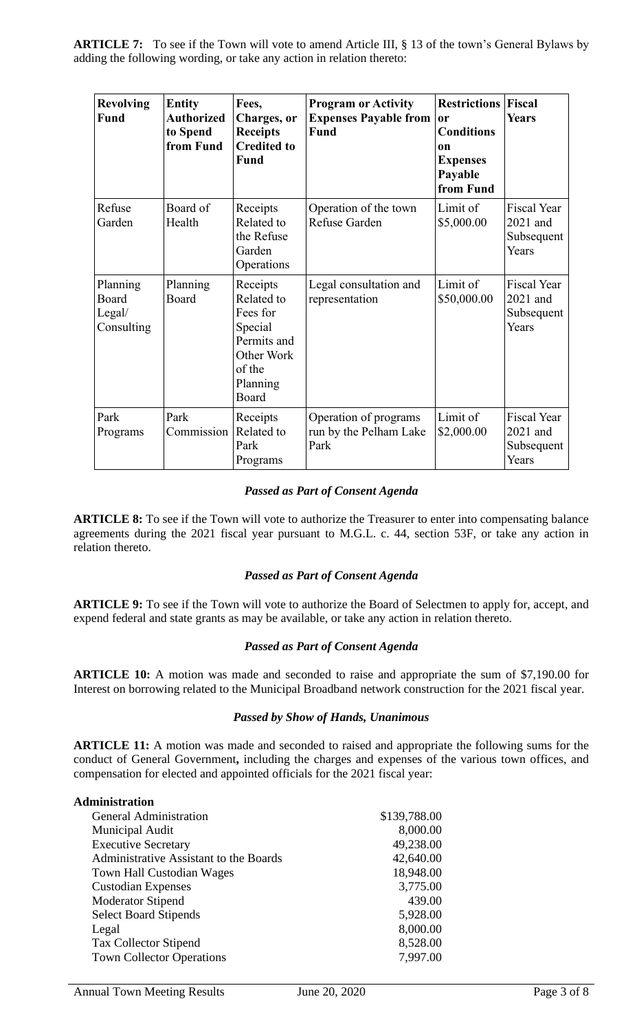**ARTICLE 7:** To see if the Town will vote to amend Article III, § 13 of the town's General Bylaws by adding the following wording, or take any action in relation thereto:

| Revolving Fund | Entity Authorized to Spend from Fund | Fees, Charges, or Receipts Credited to Fund | Program or Activity Expenses Payable from Fund | Restrictions or Conditions on Expenses Payable from Fund | Fiscal Years |
|---|---|---|---|---|---|
| Refuse Garden | Board of Health | Receipts Related to the Refuse Garden Operations | Operation of the town Refuse Garden | Limit of $5,000.00 | Fiscal Year 2021 and Subsequent Years |
| Planning Board Legal/ Consulting | Planning Board | Receipts Related to Fees for Special Permits and Other Work of the Planning Board | Legal consultation and representation | Limit of $50,000.00 | Fiscal Year 2021 and Subsequent Years |
| Park Programs | Park Commission | Receipts Related to Park Programs | Operation of programs run by the Pelham Lake Park | Limit of $2,000.00 | Fiscal Year 2021 and Subsequent Years |

***Passed as Part of Consent Agenda***

**ARTICLE 8:** To see if the Town will vote to authorize the Treasurer to enter into compensating balance agreements during the 2021 fiscal year pursuant to M.G.L. c. 44, section 53F, or take any action in relation thereto.

***Passed as Part of Consent Agenda***

**ARTICLE 9:** To see if the Town will vote to authorize the Board of Selectmen to apply for, accept, and expend federal and state grants as may be available, or take any action in relation thereto.

***Passed as Part of Consent Agenda***

**ARTICLE 10:** A motion was made and seconded to raise and appropriate the sum of $7,190.00 for Interest on borrowing related to the Municipal Broadband network construction for the 2021 fiscal year.

***Passed by Show of Hands, Unanimous***

**ARTICLE 11:** A motion was made and seconded to raised and appropriate the following sums for the conduct of General Government**,** including the charges and expenses of the various town offices, and compensation for elected and appointed officials for the 2021 fiscal year:

**Administration**

| | |
|---|---|
| General Administration | $139,788.00 |
| Municipal Audit | 8,000.00 |
| Executive Secretary | 49,238.00 |
| Administrative Assistant to the Boards | 42,640.00 |
| Town Hall Custodian Wages | 18,948.00 |
| Custodian Expenses | 3,775.00 |
| Moderator Stipend | 439.00 |
| Select Board Stipends | 5,928.00 |
| Legal | 8,000.00 |
| Tax Collector Stipend | 8,528.00 |
| Town Collector Operations | 7,997.00 |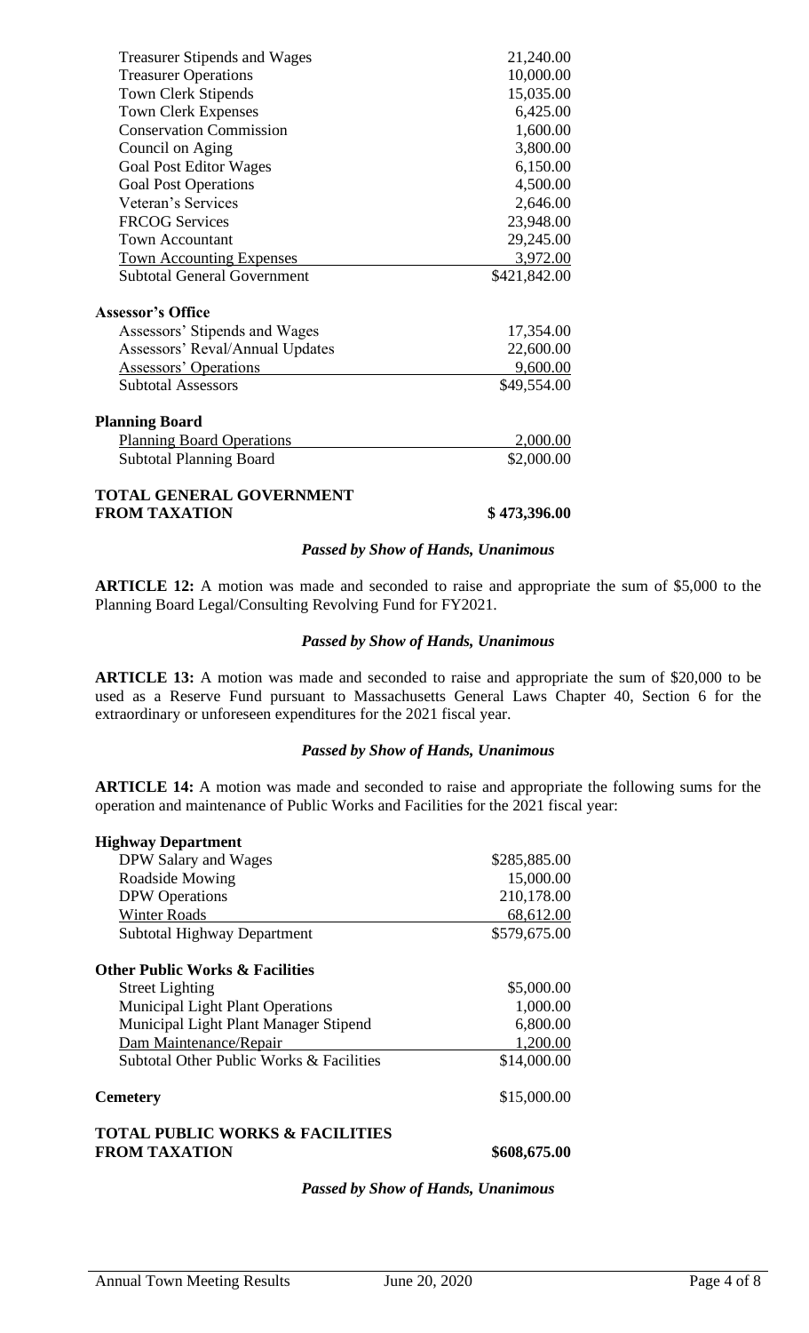| | |
|---|---|
| Treasurer Stipends and Wages | 21,240.00 |
| Treasurer Operations | 10,000.00 |
| Town Clerk Stipends | 15,035.00 |
| Town Clerk Expenses | 6,425.00 |
| Conservation Commission | 1,600.00 |
| Council on Aging | 3,800.00 |
| Goal Post Editor Wages | 6,150.00 |
| Goal Post Operations | 4,500.00 |
| Veteran's Services | 2,646.00 |
| FRCOG Services | 23,948.00 |
| Town Accountant | 29,245.00 |
| Town Accounting Expenses | 3,972.00 |
| Subtotal General Government | $421,842.00 |
| **Assessor's Office** | |
| Assessors' Stipends and Wages | 17,354.00 |
| Assessors' Reval/Annual Updates | 22,600.00 |
| Assessors' Operations | 9,600.00 |
| Subtotal Assessors | $49,554.00 |
| **Planning Board** | |
| Planning Board Operations | 2,000.00 |
| Subtotal Planning Board | $2,000.00 |
| **TOTAL GENERAL GOVERNMENT FROM TAXATION** | **$ 473,396.00** |

***Passed by Show of Hands, Unanimous***

**ARTICLE 12:** A motion was made and seconded to raise and appropriate the sum of $5,000 to the Planning Board Legal/Consulting Revolving Fund for FY2021.

***Passed by Show of Hands, Unanimous***

**ARTICLE 13:** A motion was made and seconded to raise and appropriate the sum of $20,000 to be used as a Reserve Fund pursuant to Massachusetts General Laws Chapter 40, Section 6 for the extraordinary or unforeseen expenditures for the 2021 fiscal year.

***Passed by Show of Hands, Unanimous***

**ARTICLE 14:** A motion was made and seconded to raise and appropriate the following sums for the operation and maintenance of Public Works and Facilities for the 2021 fiscal year:

| | |
|---|---|
| **Highway Department** | |
| DPW Salary and Wages | $285,885.00 |
| Roadside Mowing | 15,000.00 |
| DPW Operations | 210,178.00 |
| Winter Roads | 68,612.00 |
| Subtotal Highway Department | $579,675.00 |
| **Other Public Works & Facilities** | |
| Street Lighting | $5,000.00 |
| Municipal Light Plant Operations | 1,000.00 |
| Municipal Light Plant Manager Stipend | 6,800.00 |
| Dam Maintenance/Repair | 1,200.00 |
| Subtotal Other Public Works & Facilities | $14,000.00 |
| **Cemetery** | $15,000.00 |
| **TOTAL PUBLIC WORKS & FACILITIES FROM TAXATION** | **$608,675.00** |

***Passed by Show of Hands, Unanimous***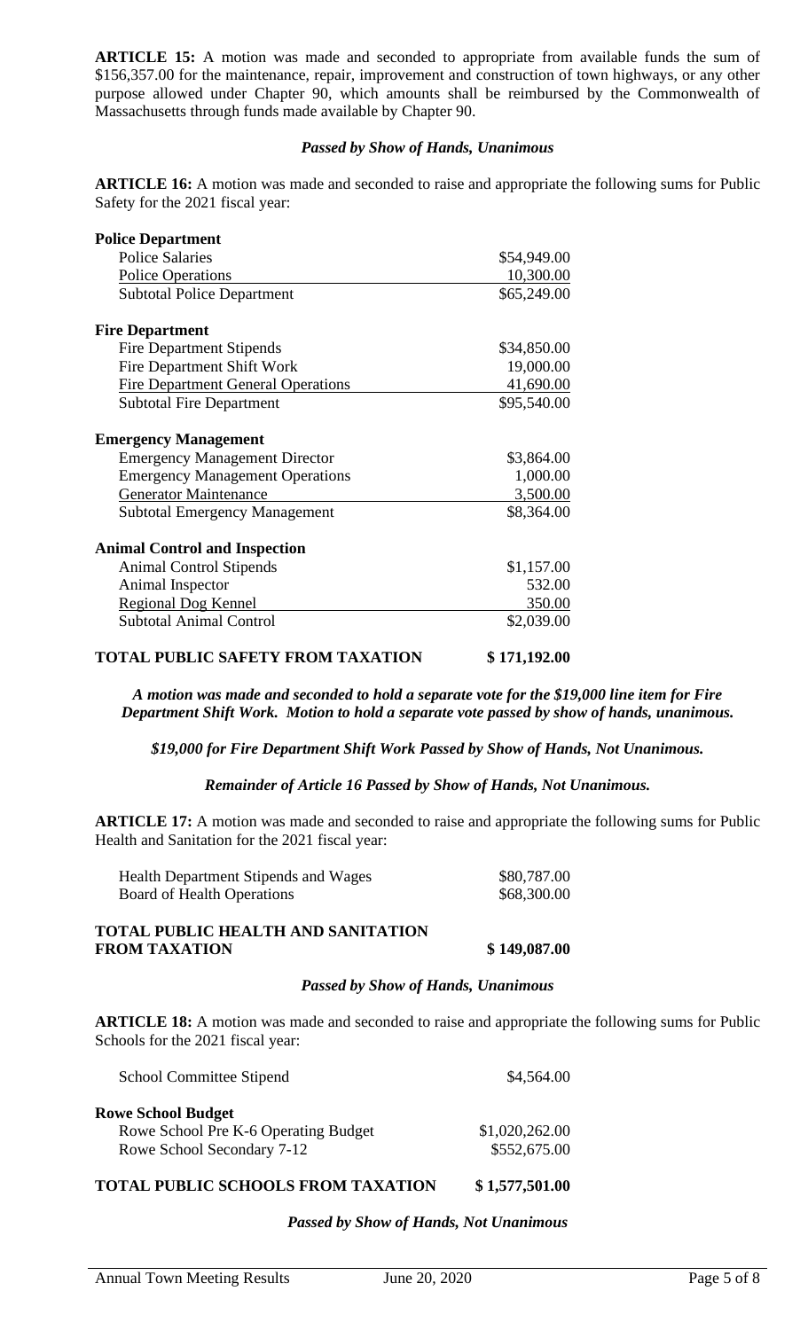**ARTICLE 15:** A motion was made and seconded to appropriate from available funds the sum of $156,357.00 for the maintenance, repair, improvement and construction of town highways, or any other purpose allowed under Chapter 90, which amounts shall be reimbursed by the Commonwealth of Massachusetts through funds made available by Chapter 90.

***Passed by Show of Hands, Unanimous***

**ARTICLE 16:** A motion was made and seconded to raise and appropriate the following sums for Public Safety for the 2021 fiscal year:

| | |
|---|---|
| **Police Department** | |
| Police Salaries | $54,949.00 |
| Police Operations | 10,300.00 |
| Subtotal Police Department | $65,249.00 |
| **Fire Department** | |
| Fire Department Stipends | $34,850.00 |
| Fire Department Shift Work | 19,000.00 |
| Fire Department General Operations | 41,690.00 |
| Subtotal Fire Department | $95,540.00 |
| **Emergency Management** | |
| Emergency Management Director | $3,864.00 |
| Emergency Management Operations | 1,000.00 |
| Generator Maintenance | 3,500.00 |
| Subtotal Emergency Management | $8,364.00 |
| **Animal Control and Inspection** | |
| Animal Control Stipends | $1,157.00 |
| Animal Inspector | 532.00 |
| Regional Dog Kennel | 350.00 |
| Subtotal Animal Control | $2,039.00 |
| **TOTAL PUBLIC SAFETY FROM TAXATION** | **$ 171,192.00** |

***A motion was made and seconded to hold a separate vote for the $19,000 line item for Fire Department Shift Work. Motion to hold a separate vote passed by show of hands, unanimous.***

***$19,000 for Fire Department Shift Work Passed by Show of Hands, Not Unanimous.***

***Remainder of Article 16 Passed by Show of Hands, Not Unanimous.***

**ARTICLE 17:** A motion was made and seconded to raise and appropriate the following sums for Public Health and Sanitation for the 2021 fiscal year:

| | |
|---|---|
| Health Department Stipends and Wages | $80,787.00 |
| Board of Health Operations | $68,300.00 |
| **TOTAL PUBLIC HEALTH AND SANITATION FROM TAXATION** | **$ 149,087.00** |

***Passed by Show of Hands, Unanimous***

**ARTICLE 18:** A motion was made and seconded to raise and appropriate the following sums for Public Schools for the 2021 fiscal year:

| | |
|---|---|
| School Committee Stipend | $4,564.00 |
| **Rowe School Budget** | |
| Rowe School Pre K-6 Operating Budget | $1,020,262.00 |
| Rowe School Secondary 7-12 | $552,675.00 |
| **TOTAL PUBLIC SCHOOLS FROM TAXATION** | **$ 1,577,501.00** |

***Passed by Show of Hands, Not Unanimous***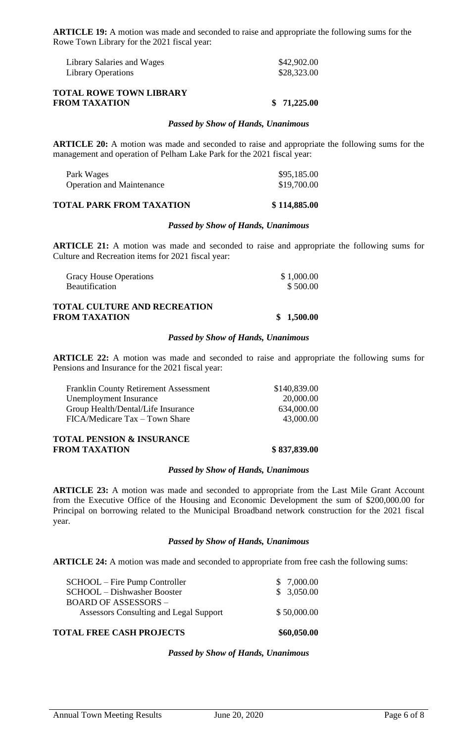**ARTICLE 19:** A motion was made and seconded to raise and appropriate the following sums for the Rowe Town Library for the 2021 fiscal year:

| | |
|---|---|
| Library Salaries and Wages | $42,902.00 |
| Library Operations | $28,323.00 |
| **TOTAL ROWE TOWN LIBRARY FROM TAXATION** | **$ 71,225.00** |

***Passed by Show of Hands, Unanimous***

**ARTICLE 20:** A motion was made and seconded to raise and appropriate the following sums for the management and operation of Pelham Lake Park for the 2021 fiscal year:

| | |
|---|---|
| Park Wages | $95,185.00 |
| Operation and Maintenance | $19,700.00 |
| **TOTAL PARK FROM TAXATION** | **$ 114,885.00** |

***Passed by Show of Hands, Unanimous***

**ARTICLE 21:** A motion was made and seconded to raise and appropriate the following sums for Culture and Recreation items for 2021 fiscal year:

| | |
|---|---|
| Gracy House Operations | $ 1,000.00 |
| Beautification | $ 500.00 |
| **TOTAL CULTURE AND RECREATION FROM TAXATION** | **$ 1,500.00** |

***Passed by Show of Hands, Unanimous***

**ARTICLE 22:** A motion was made and seconded to raise and appropriate the following sums for Pensions and Insurance for the 2021 fiscal year:

| | |
|---|---|
| Franklin County Retirement Assessment | $140,839.00 |
| Unemployment Insurance | 20,000.00 |
| Group Health/Dental/Life Insurance | 634,000.00 |
| FICA/Medicare Tax – Town Share | 43,000.00 |
| **TOTAL PENSION & INSURANCE FROM TAXATION** | **$ 837,839.00** |

***Passed by Show of Hands, Unanimous***

**ARTICLE 23:** A motion was made and seconded to appropriate from the Last Mile Grant Account from the Executive Office of the Housing and Economic Development the sum of $200,000.00 for Principal on borrowing related to the Municipal Broadband network construction for the 2021 fiscal year.

***Passed by Show of Hands, Unanimous***

**ARTICLE 24:** A motion was made and seconded to appropriate from free cash the following sums:

| | |
|---|---|
| SCHOOL – Fire Pump Controller | $ 7,000.00 |
| SCHOOL – Dishwasher Booster | $ 3,050.00 |
| BOARD OF ASSESSORS – Assessors Consulting and Legal Support | $ 50,000.00 |
| **TOTAL FREE CASH PROJECTS** | **$60,050.00** |

***Passed by Show of Hands, Unanimous***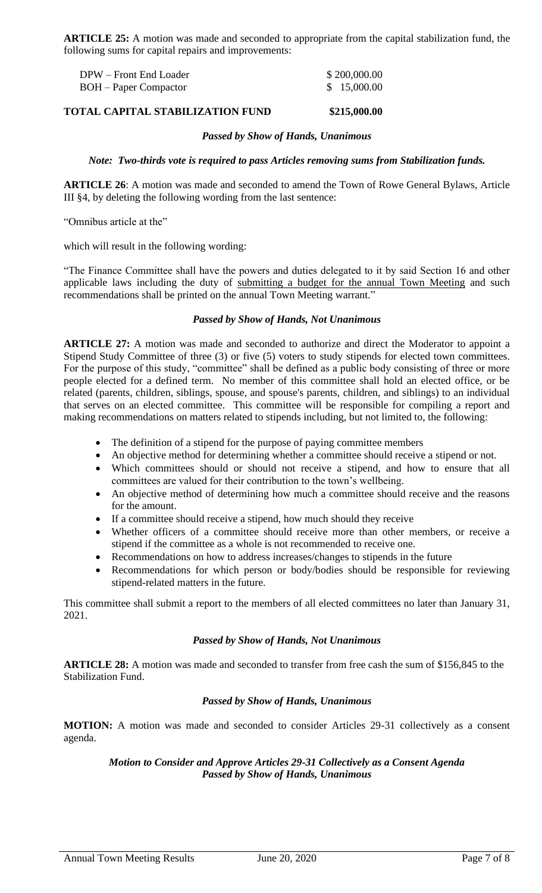**ARTICLE 25:** A motion was made and seconded to appropriate from the capital stabilization fund, the following sums for capital repairs and improvements:

| | |
|---|---|
| DPW – Front End Loader | $ 200,000.00 |
| BOH – Paper Compactor | $ 15,000.00 |
| **TOTAL CAPITAL STABILIZATION FUND** | **$215,000.00** |

***Passed by Show of Hands, Unanimous***

***Note: Two-thirds vote is required to pass Articles removing sums from Stabilization funds.***

**ARTICLE 26**: A motion was made and seconded to amend the Town of Rowe General Bylaws, Article III §4, by deleting the following wording from the last sentence:

"Omnibus article at the"

which will result in the following wording:

"The Finance Committee shall have the powers and duties delegated to it by said Section 16 and other applicable laws including the duty of submitting a budget for the annual Town Meeting and such recommendations shall be printed on the annual Town Meeting warrant."

***Passed by Show of Hands, Not Unanimous***

**ARTICLE 27:** A motion was made and seconded to authorize and direct the Moderator to appoint a Stipend Study Committee of three (3) or five (5) voters to study stipends for elected town committees. For the purpose of this study, "committee" shall be defined as a public body consisting of three or more people elected for a defined term. No member of this committee shall hold an elected office, or be related (parents, children, siblings, spouse, and spouse's parents, children, and siblings) to an individual that serves on an elected committee. This committee will be responsible for compiling a report and making recommendations on matters related to stipends including, but not limited to, the following:

- The definition of a stipend for the purpose of paying committee members
- An objective method for determining whether a committee should receive a stipend or not.
- Which committees should or should not receive a stipend, and how to ensure that all committees are valued for their contribution to the town's wellbeing.
- An objective method of determining how much a committee should receive and the reasons for the amount.
- If a committee should receive a stipend, how much should they receive
- Whether officers of a committee should receive more than other members, or receive a stipend if the committee as a whole is not recommended to receive one.
- Recommendations on how to address increases/changes to stipends in the future
- Recommendations for which person or body/bodies should be responsible for reviewing stipend-related matters in the future.

This committee shall submit a report to the members of all elected committees no later than January 31, 2021.

***Passed by Show of Hands, Not Unanimous***

**ARTICLE 28:** A motion was made and seconded to transfer from free cash the sum of $156,845 to the Stabilization Fund.

***Passed by Show of Hands, Unanimous***

**MOTION:** A motion was made and seconded to consider Articles 29-31 collectively as a consent agenda.

***Motion to Consider and Approve Articles 29-31 Collectively as a Consent Agenda***
***Passed by Show of Hands, Unanimous***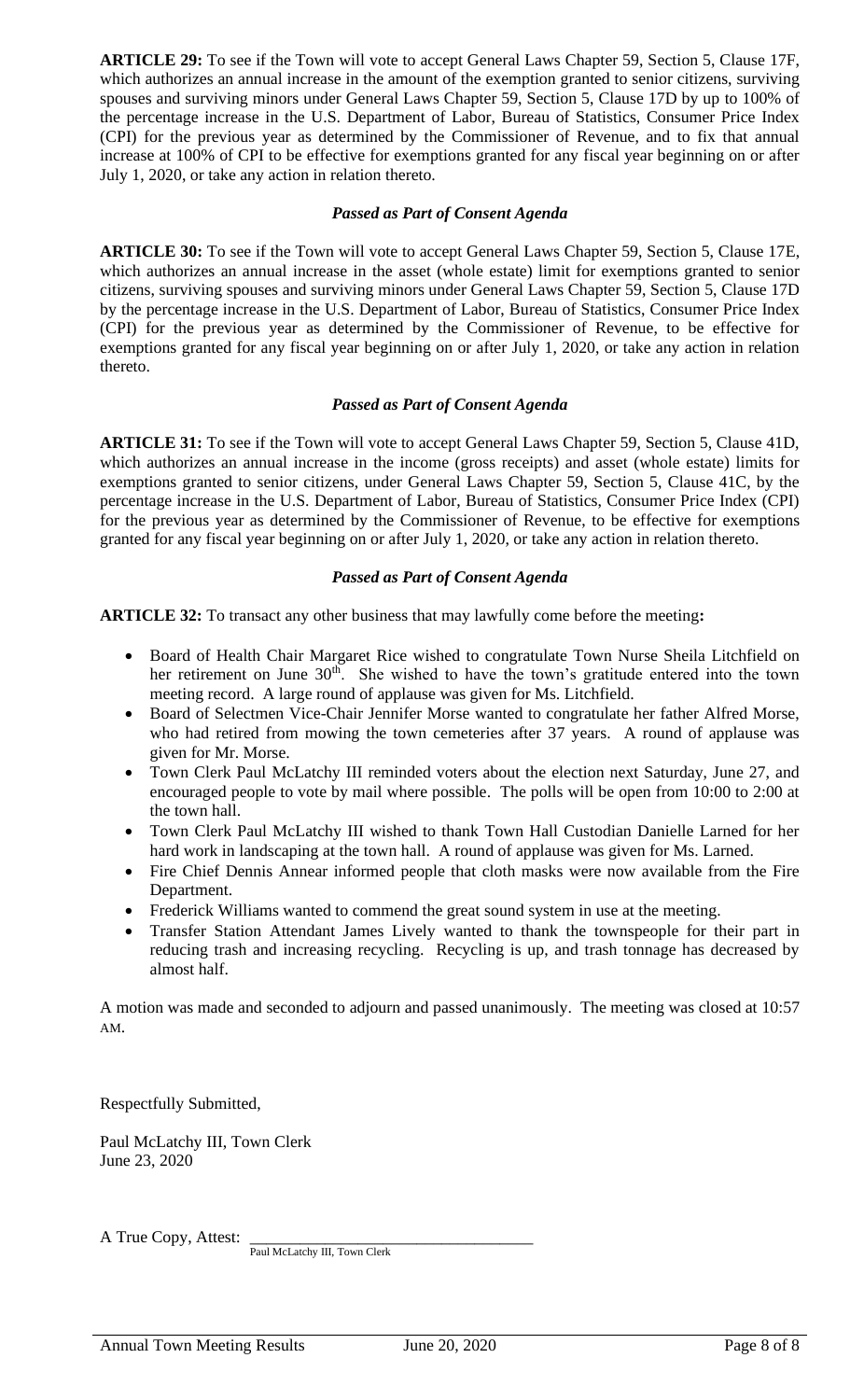**ARTICLE 29:** To see if the Town will vote to accept General Laws Chapter 59, Section 5, Clause 17F, which authorizes an annual increase in the amount of the exemption granted to senior citizens, surviving spouses and surviving minors under General Laws Chapter 59, Section 5, Clause 17D by up to 100% of the percentage increase in the U.S. Department of Labor, Bureau of Statistics, Consumer Price Index (CPI) for the previous year as determined by the Commissioner of Revenue, and to fix that annual increase at 100% of CPI to be effective for exemptions granted for any fiscal year beginning on or after July 1, 2020, or take any action in relation thereto.

***Passed as Part of Consent Agenda***

**ARTICLE 30:** To see if the Town will vote to accept General Laws Chapter 59, Section 5, Clause 17E, which authorizes an annual increase in the asset (whole estate) limit for exemptions granted to senior citizens, surviving spouses and surviving minors under General Laws Chapter 59, Section 5, Clause 17D by the percentage increase in the U.S. Department of Labor, Bureau of Statistics, Consumer Price Index (CPI) for the previous year as determined by the Commissioner of Revenue, to be effective for exemptions granted for any fiscal year beginning on or after July 1, 2020, or take any action in relation thereto.

***Passed as Part of Consent Agenda***

**ARTICLE 31:** To see if the Town will vote to accept General Laws Chapter 59, Section 5, Clause 41D, which authorizes an annual increase in the income (gross receipts) and asset (whole estate) limits for exemptions granted to senior citizens, under General Laws Chapter 59, Section 5, Clause 41C, by the percentage increase in the U.S. Department of Labor, Bureau of Statistics, Consumer Price Index (CPI) for the previous year as determined by the Commissioner of Revenue, to be effective for exemptions granted for any fiscal year beginning on or after July 1, 2020, or take any action in relation thereto.

***Passed as Part of Consent Agenda***

**ARTICLE 32:** To transact any other business that may lawfully come before the meeting**:**

- Board of Health Chair Margaret Rice wished to congratulate Town Nurse Sheila Litchfield on her retirement on June 30th. She wished to have the town's gratitude entered into the town meeting record. A large round of applause was given for Ms. Litchfield.
- Board of Selectmen Vice-Chair Jennifer Morse wanted to congratulate her father Alfred Morse, who had retired from mowing the town cemeteries after 37 years. A round of applause was given for Mr. Morse.
- Town Clerk Paul McLatchy III reminded voters about the election next Saturday, June 27, and encouraged people to vote by mail where possible. The polls will be open from 10:00 to 2:00 at the town hall.
- Town Clerk Paul McLatchy III wished to thank Town Hall Custodian Danielle Larned for her hard work in landscaping at the town hall. A round of applause was given for Ms. Larned.
- Fire Chief Dennis Annear informed people that cloth masks were now available from the Fire Department.
- Frederick Williams wanted to commend the great sound system in use at the meeting.
- Transfer Station Attendant James Lively wanted to thank the townspeople for their part in reducing trash and increasing recycling. Recycling is up, and trash tonnage has decreased by almost half.

A motion was made and seconded to adjourn and passed unanimously. The meeting was closed at 10:57 AM.

Respectfully Submitted,

Paul McLatchy III, Town Clerk
June 23, 2020

A True Copy, Attest: ___________________________________
Paul McLatchy III, Town Clerk